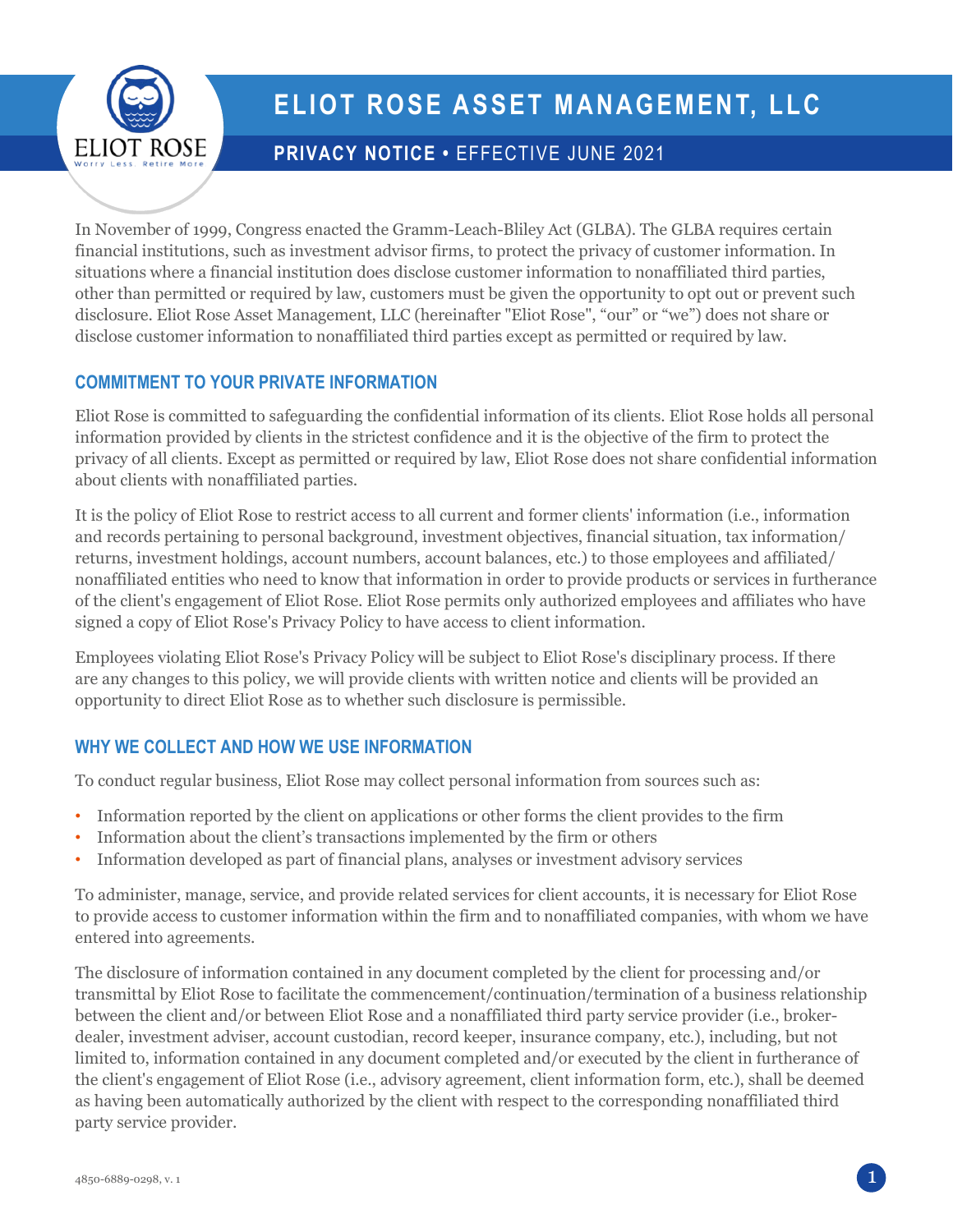# ELIOT ROSE ASSET MANAGEMENT, LLC

## PRIVACY NOTICE • EFFECTIVE JUNE 2021

In November of 1999, Congress enacted the Gramm-Leach-Bliley Act (GLBA). The GLBA requires certain financial institutions, such as investment advisor firms, to protect the privacy of customer information. In situations where a financial institution does disclose customer information to nonaffiliated third parties, other than permitted or required by law, customers must be given the opportunity to opt out or prevent such disclosure. Eliot Rose Asset Management, LLC (hereinafter "Eliot Rose", "our" or "we") does not share or disclose customer information to nonaffiliated third parties except as permitted or required by law.

### COMMITMENT TO YOUR PRIVATE INFORMATION

Eliot Rose is committed to safeguarding the confidential information of its clients. Eliot Rose holds all personal information provided by clients in the strictest confidence and it is the objective of the firm to protect the privacy of all clients. Except as permitted or required by law, Eliot Rose does not share confidential information about clients with nonaffiliated parties.

It is the policy of Eliot Rose to restrict access to all current and former clients' information (i.e., information and records pertaining to personal background, investment objectives, financial situation, tax information/ returns, investment holdings, account numbers, account balances, etc.) to those employees and affiliated/ nonaffiliated entities who need to know that information in order to provide products or services in furtherance of the client's engagement of Eliot Rose. Eliot Rose permits only authorized employees and affiliates who have signed a copy of Eliot Rose's Privacy Policy to have access to client information.

Employees violating Eliot Rose's Privacy Policy will be subject to Eliot Rose's disciplinary process. If there are any changes to this policy, we will provide clients with written notice and clients will be provided an opportunity to direct Eliot Rose as to whether such disclosure is permissible.

### WHY WE COLLECT AND HOW WE USE INFORMATION

To conduct regular business, Eliot Rose may collect personal information from sources such as:

- Information reported by the client on applications or other forms the client provides to the firm
- Information about the client's transactions implemented by the firm or others
- Information developed as part of financial plans, analyses or investment advisory services

To administer, manage, service, and provide related services for client accounts, it is necessary for Eliot Rose to provide access to customer information within the firm and to nonaffiliated companies, with whom we have entered into agreements.

The disclosure of information contained in any document completed by the client for processing and/or transmittal by Eliot Rose to facilitate the commencement/continuation/termination of a business relationship between the client and/or between Eliot Rose and a nonaffiliated third party service provider (i.e., broker-dealer, investment adviser, account custodian, record keeper, insurance company, etc.), including, but not limited to, information contained in any document completed and/or executed by the client in furtherance of the client's engagement of Eliot Rose (i.e., advisory agreement, client information form, etc.), shall be deemed as having been automatically authorized by the client with respect to the corresponding nonaffiliated third party service provider.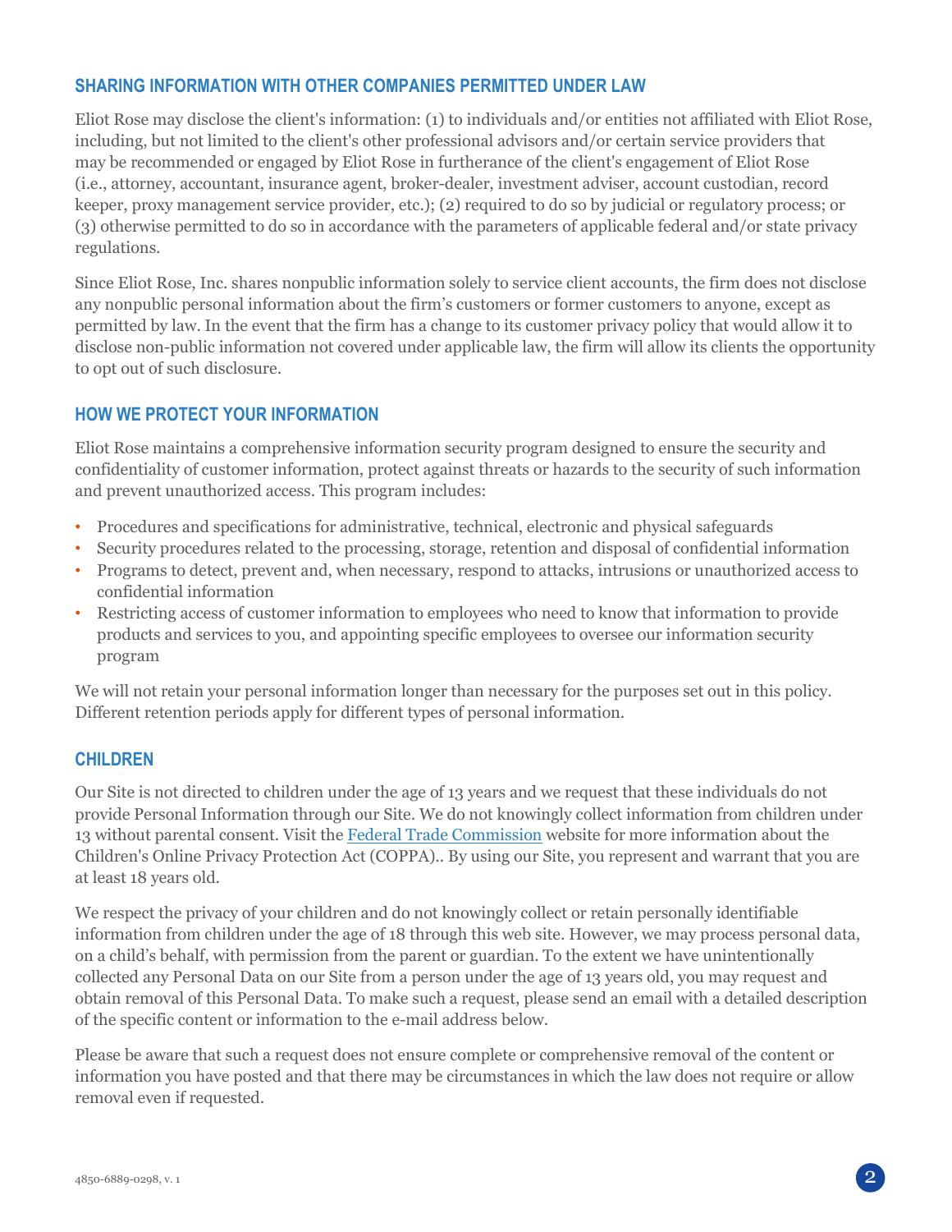## SHARING INFORMATION WITH OTHER COMPANIES PERMITTED UNDER LAW

Eliot Rose may disclose the client's information: (1) to individuals and/or entities not affiliated with Eliot Rose, including, but not limited to the client's other professional advisors and/or certain service providers that may be recommended or engaged by Eliot Rose in furtherance of the client's engagement of Eliot Rose (i.e., attorney, accountant, insurance agent, broker-dealer, investment adviser, account custodian, record keeper, proxy management service provider, etc.); (2) required to do so by judicial or regulatory process; or (3) otherwise permitted to do so in accordance with the parameters of applicable federal and/or state privacy regulations.

Since Eliot Rose, Inc. shares nonpublic information solely to service client accounts, the firm does not disclose any nonpublic personal information about the firm's customers or former customers to anyone, except as permitted by law. In the event that the firm has a change to its customer privacy policy that would allow it to disclose non-public information not covered under applicable law, the firm will allow its clients the opportunity to opt out of such disclosure.

## HOW WE PROTECT YOUR INFORMATION

Eliot Rose maintains a comprehensive information security program designed to ensure the security and confidentiality of customer information, protect against threats or hazards to the security of such information and prevent unauthorized access. This program includes:

- Procedures and specifications for administrative, technical, electronic and physical safeguards
- Security procedures related to the processing, storage, retention and disposal of confidential information
- Programs to detect, prevent and, when necessary, respond to attacks, intrusions or unauthorized access to confidential information
- Restricting access of customer information to employees who need to know that information to provide products and services to you, and appointing specific employees to oversee our information security program

We will not retain your personal information longer than necessary for the purposes set out in this policy. Different retention periods apply for different types of personal information.

## CHILDREN

Our Site is not directed to children under the age of 13 years and we request that these individuals do not provide Personal Information through our Site. We do not knowingly collect information from children under 13 without parental consent. Visit the Federal Trade Commission website for more information about the Children's Online Privacy Protection Act (COPPA).. By using our Site, you represent and warrant that you are at least 18 years old.

We respect the privacy of your children and do not knowingly collect or retain personally identifiable information from children under the age of 18 through this web site. However, we may process personal data, on a child's behalf, with permission from the parent or guardian. To the extent we have unintentionally collected any Personal Data on our Site from a person under the age of 13 years old, you may request and obtain removal of this Personal Data. To make such a request, please send an email with a detailed description of the specific content or information to the e-mail address below.

Please be aware that such a request does not ensure complete or comprehensive removal of the content or information you have posted and that there may be circumstances in which the law does not require or allow removal even if requested.

4850-6889-0298, v. 1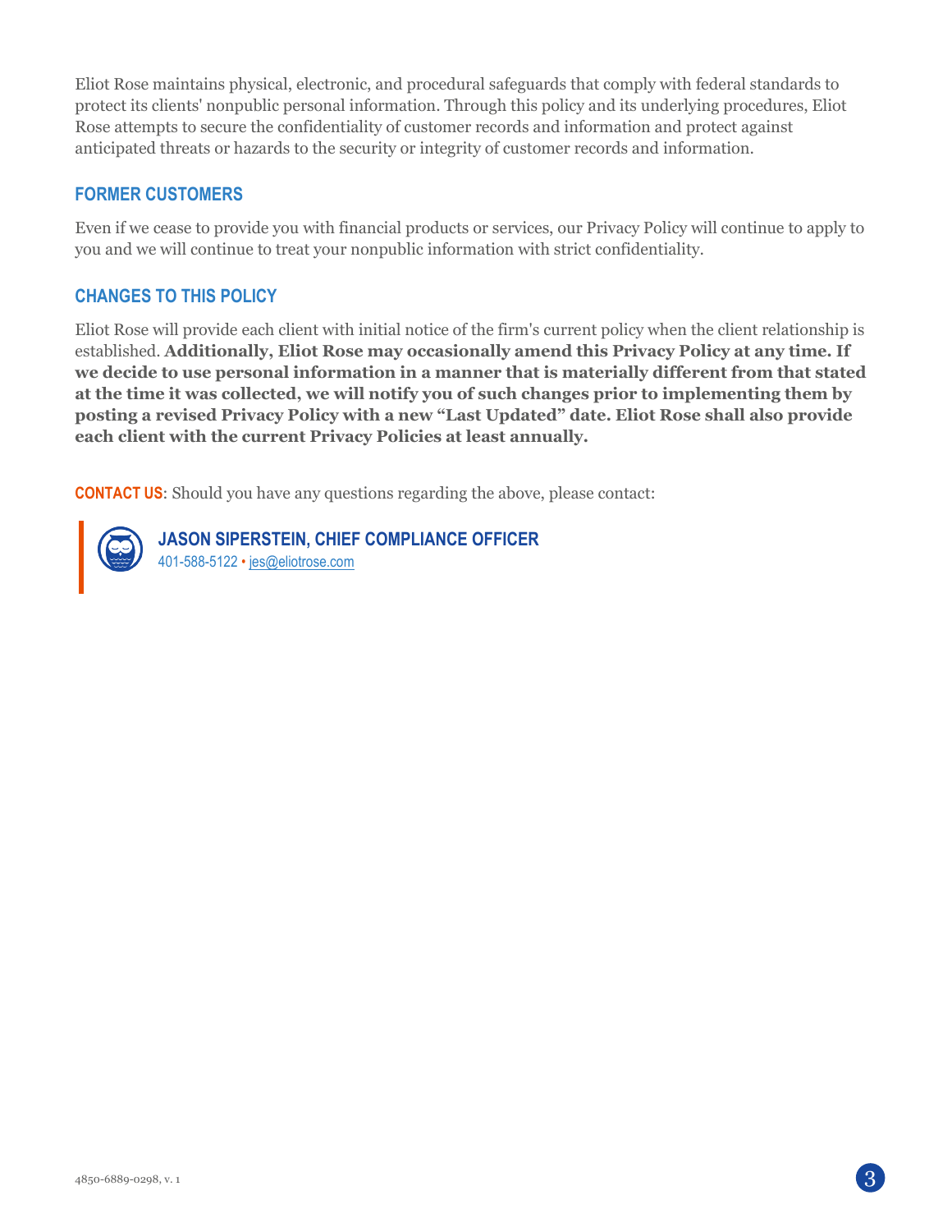Eliot Rose maintains physical, electronic, and procedural safeguards that comply with federal standards to protect its clients' nonpublic personal information. Through this policy and its underlying procedures, Eliot Rose attempts to secure the confidentiality of customer records and information and protect against anticipated threats or hazards to the security or integrity of customer records and information.

## FORMER CUSTOMERS

Even if we cease to provide you with financial products or services, our Privacy Policy will continue to apply to you and we will continue to treat your nonpublic information with strict confidentiality.

## CHANGES TO THIS POLICY

Eliot Rose will provide each client with initial notice of the firm's current policy when the client relationship is established. **Additionally, Eliot Rose may occasionally amend this Privacy Policy at any time. If we decide to use personal information in a manner that is materially different from that stated at the time it was collected, we will notify you of such changes prior to implementing them by posting a revised Privacy Policy with a new "Last Updated" date. Eliot Rose shall also provide each client with the current Privacy Policies at least annually.**

**CONTACT US**: Should you have any questions regarding the above, please contact:

**JASON SIPERSTEIN, CHIEF COMPLIANCE OFFICER**
401-588-5122 • jes@eliotrose.com

4850-6889-0298, v. 1